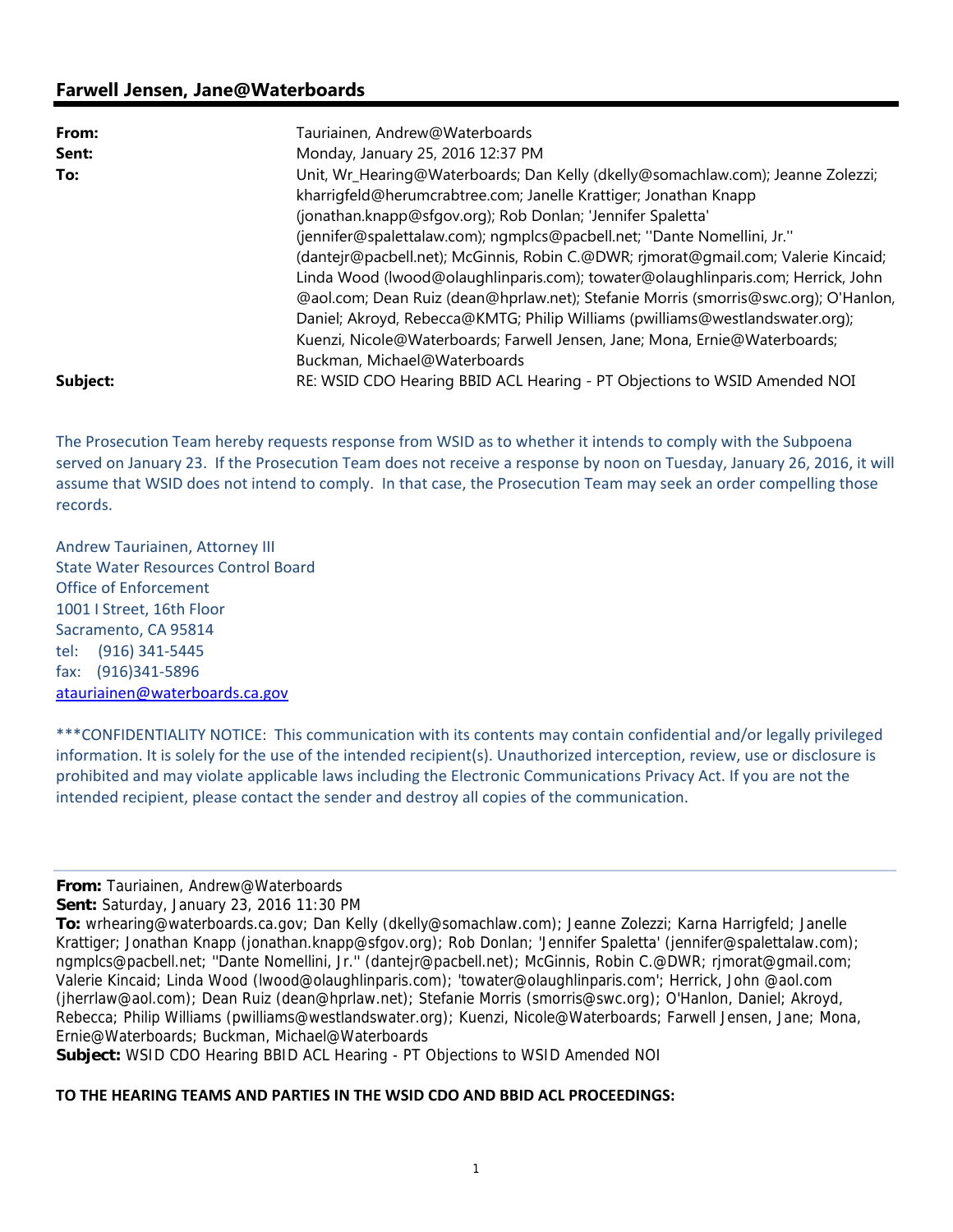## Farwell Jensen, Jane@Waterboards

**From:** Tauriainen, Andrew@Waterboards
**Sent:** Monday, January 25, 2016 12:37 PM
**To:** Unit, Wr_Hearing@Waterboards; Dan Kelly (dkelly@somachlaw.com); Jeanne Zolezzi; kharrigfeld@herumcrabtree.com; Janelle Krattiger; Jonathan Knapp (jonathan.knapp@sfgov.org); Rob Donlan; 'Jennifer Spaletta' (jennifer@spalettalaw.com); ngmplcs@pacbell.net; ''Dante Nomellini, Jr.'' (dantejr@pacbell.net); McGinnis, Robin C.@DWR; rjmorat@gmail.com; Valerie Kincaid; Linda Wood (lwood@olaughlinparis.com); towater@olaughlinparis.com; Herrick, John @aol.com; Dean Ruiz (dean@hprlaw.net); Stefanie Morris (smorris@swc.org); O'Hanlon, Daniel; Akroyd, Rebecca@KMTG; Philip Williams (pwilliams@westlandswater.org); Kuenzi, Nicole@Waterboards; Farwell Jensen, Jane; Mona, Ernie@Waterboards; Buckman, Michael@Waterboards
**Subject:** RE: WSID CDO Hearing BBID ACL Hearing - PT Objections to WSID Amended NOI

The Prosecution Team hereby requests response from WSID as to whether it intends to comply with the Subpoena served on January 23. If the Prosecution Team does not receive a response by noon on Tuesday, January 26, 2016, it will assume that WSID does not intend to comply. In that case, the Prosecution Team may seek an order compelling those records.

Andrew Tauriainen, Attorney III
State Water Resources Control Board
Office of Enforcement
1001 I Street, 16th Floor
Sacramento, CA 95814
tel: (916) 341-5445
fax: (916)341-5896
atauriainen@waterboards.ca.gov

***CONFIDENTIALITY NOTICE: This communication with its contents may contain confidential and/or legally privileged information. It is solely for the use of the intended recipient(s). Unauthorized interception, review, use or disclosure is prohibited and may violate applicable laws including the Electronic Communications Privacy Act. If you are not the intended recipient, please contact the sender and destroy all copies of the communication.

---

**From:** Tauriainen, Andrew@Waterboards
**Sent:** Saturday, January 23, 2016 11:30 PM
**To:** wrhearing@waterboards.ca.gov; Dan Kelly (dkelly@somachlaw.com); Jeanne Zolezzi; Karna Harrigfeld; Janelle Krattiger; Jonathan Knapp (jonathan.knapp@sfgov.org); Rob Donlan; 'Jennifer Spaletta' (jennifer@spalettalaw.com); ngmplcs@pacbell.net; ''Dante Nomellini, Jr.'' (dantejr@pacbell.net); McGinnis, Robin C.@DWR; rjmorat@gmail.com; Valerie Kincaid; Linda Wood (lwood@olaughlinparis.com); 'towater@olaughlinparis.com'; Herrick, John @aol.com (jherrlaw@aol.com); Dean Ruiz (dean@hprlaw.net); Stefanie Morris (smorris@swc.org); O'Hanlon, Daniel; Akroyd, Rebecca; Philip Williams (pwilliams@westlandswater.org); Kuenzi, Nicole@Waterboards; Farwell Jensen, Jane; Mona, Ernie@Waterboards; Buckman, Michael@Waterboards
**Subject:** WSID CDO Hearing BBID ACL Hearing - PT Objections to WSID Amended NOI

**TO THE HEARING TEAMS AND PARTIES IN THE WSID CDO AND BBID ACL PROCEEDINGS:**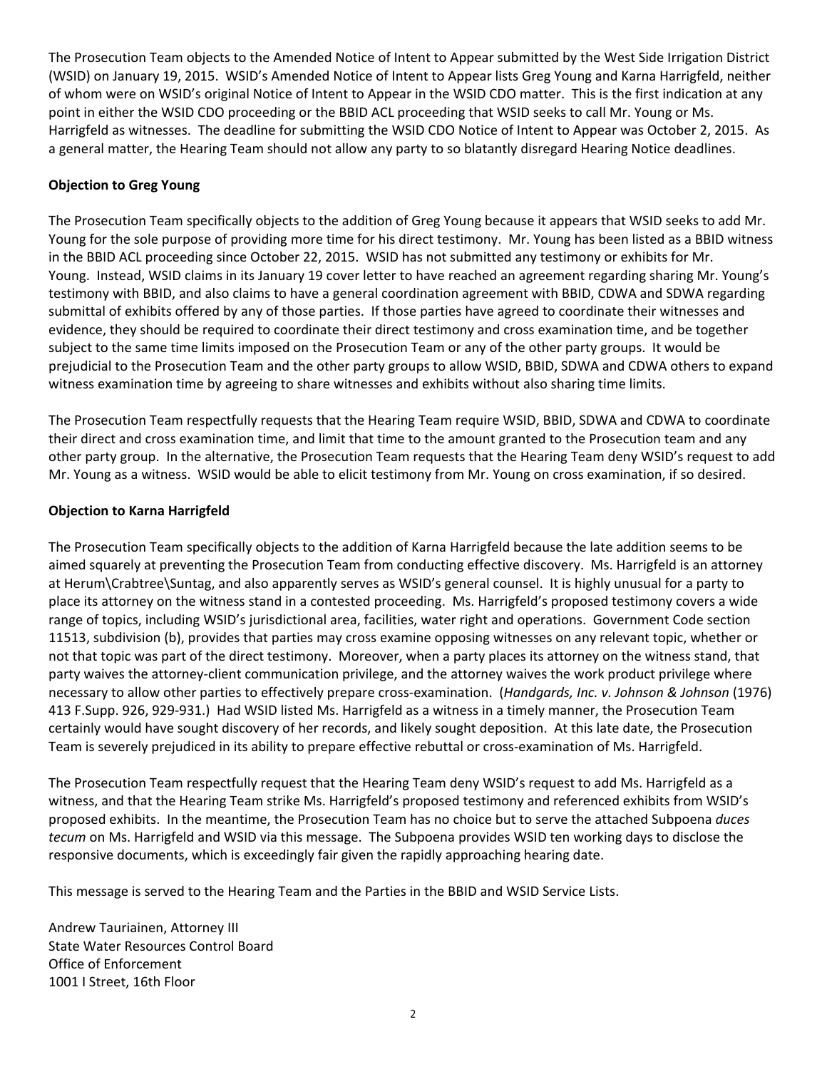The Prosecution Team objects to the Amended Notice of Intent to Appear submitted by the West Side Irrigation District (WSID) on January 19, 2015. WSID's Amended Notice of Intent to Appear lists Greg Young and Karna Harrigfeld, neither of whom were on WSID's original Notice of Intent to Appear in the WSID CDO matter. This is the first indication at any point in either the WSID CDO proceeding or the BBID ACL proceeding that WSID seeks to call Mr. Young or Ms. Harrigfeld as witnesses. The deadline for submitting the WSID CDO Notice of Intent to Appear was October 2, 2015. As a general matter, the Hearing Team should not allow any party to so blatantly disregard Hearing Notice deadlines.

**Objection to Greg Young**

The Prosecution Team specifically objects to the addition of Greg Young because it appears that WSID seeks to add Mr. Young for the sole purpose of providing more time for his direct testimony. Mr. Young has been listed as a BBID witness in the BBID ACL proceeding since October 22, 2015. WSID has not submitted any testimony or exhibits for Mr. Young. Instead, WSID claims in its January 19 cover letter to have reached an agreement regarding sharing Mr. Young's testimony with BBID, and also claims to have a general coordination agreement with BBID, CDWA and SDWA regarding submittal of exhibits offered by any of those parties. If those parties have agreed to coordinate their witnesses and evidence, they should be required to coordinate their direct testimony and cross examination time, and be together subject to the same time limits imposed on the Prosecution Team or any of the other party groups. It would be prejudicial to the Prosecution Team and the other party groups to allow WSID, BBID, SDWA and CDWA others to expand witness examination time by agreeing to share witnesses and exhibits without also sharing time limits.

The Prosecution Team respectfully requests that the Hearing Team require WSID, BBID, SDWA and CDWA to coordinate their direct and cross examination time, and limit that time to the amount granted to the Prosecution team and any other party group. In the alternative, the Prosecution Team requests that the Hearing Team deny WSID's request to add Mr. Young as a witness. WSID would be able to elicit testimony from Mr. Young on cross examination, if so desired.

**Objection to Karna Harrigfeld**

The Prosecution Team specifically objects to the addition of Karna Harrigfeld because the late addition seems to be aimed squarely at preventing the Prosecution Team from conducting effective discovery. Ms. Harrigfeld is an attorney at Herum\Crabtree\Suntag, and also apparently serves as WSID's general counsel. It is highly unusual for a party to place its attorney on the witness stand in a contested proceeding. Ms. Harrigfeld's proposed testimony covers a wide range of topics, including WSID's jurisdictional area, facilities, water right and operations. Government Code section 11513, subdivision (b), provides that parties may cross examine opposing witnesses on any relevant topic, whether or not that topic was part of the direct testimony. Moreover, when a party places its attorney on the witness stand, that party waives the attorney-client communication privilege, and the attorney waives the work product privilege where necessary to allow other parties to effectively prepare cross-examination. (*Handgards, Inc. v. Johnson & Johnson* (1976) 413 F.Supp. 926, 929-931.) Had WSID listed Ms. Harrigfeld as a witness in a timely manner, the Prosecution Team certainly would have sought discovery of her records, and likely sought deposition. At this late date, the Prosecution Team is severely prejudiced in its ability to prepare effective rebuttal or cross-examination of Ms. Harrigfeld.

The Prosecution Team respectfully request that the Hearing Team deny WSID's request to add Ms. Harrigfeld as a witness, and that the Hearing Team strike Ms. Harrigfeld's proposed testimony and referenced exhibits from WSID's proposed exhibits. In the meantime, the Prosecution Team has no choice but to serve the attached Subpoena *duces tecum* on Ms. Harrigfeld and WSID via this message. The Subpoena provides WSID ten working days to disclose the responsive documents, which is exceedingly fair given the rapidly approaching hearing date.

This message is served to the Hearing Team and the Parties in the BBID and WSID Service Lists.

Andrew Tauriainen, Attorney III
State Water Resources Control Board
Office of Enforcement
1001 I Street, 16th Floor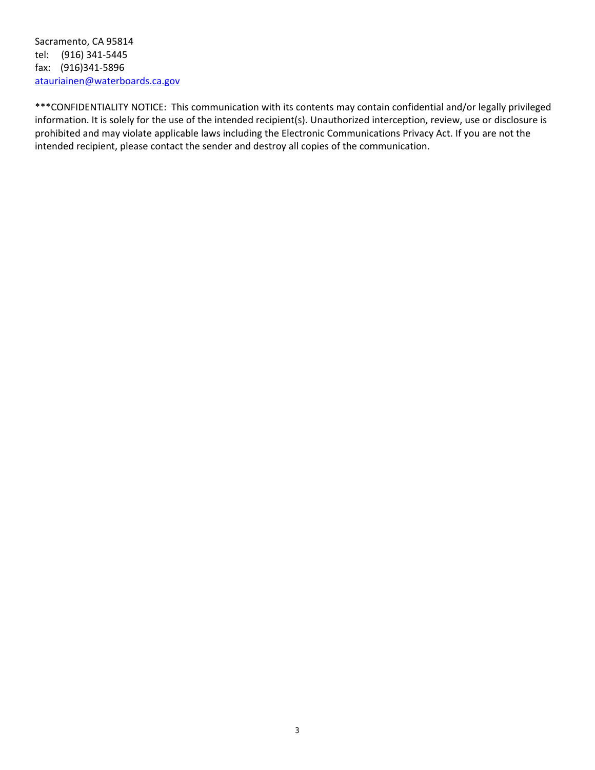Sacramento, CA 95814
tel: (916) 341-5445
fax: (916)341-5896
[atauriainen@waterboards.ca.gov](mailto:atauriainen@waterboards.ca.gov)

***CONFIDENTIALITY NOTICE: This communication with its contents may contain confidential and/or legally privileged information. It is solely for the use of the intended recipient(s). Unauthorized interception, review, use or disclosure is prohibited and may violate applicable laws including the Electronic Communications Privacy Act. If you are not the intended recipient, please contact the sender and destroy all copies of the communication.